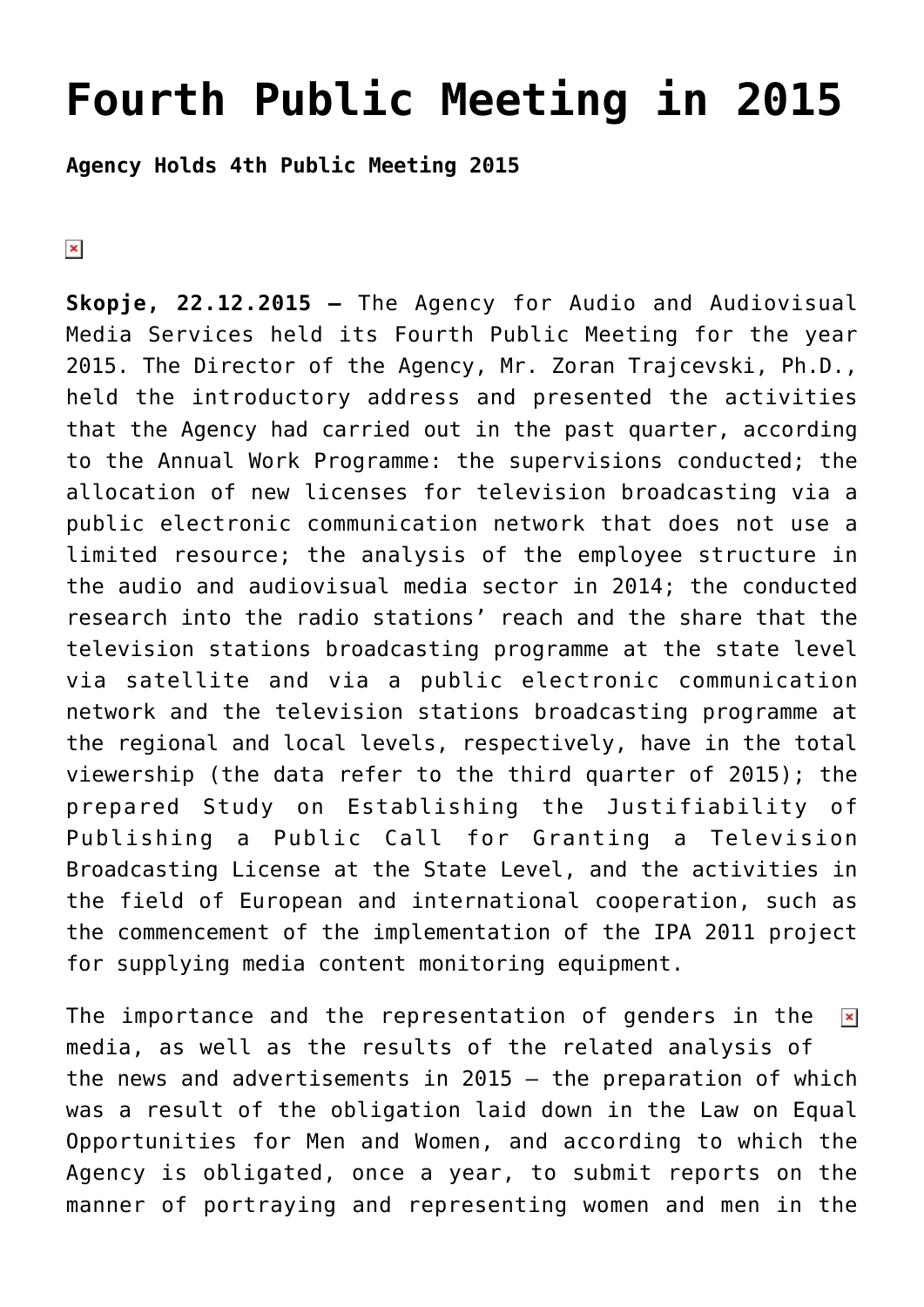# Fourth Public Meeting in 2015

**Agency Holds 4th Public Meeting 2015**

**Skopje, 22.12.2015 –** The Agency for Audio and Audiovisual Media Services held its Fourth Public Meeting for the year 2015. The Director of the Agency, Mr. Zoran Trajcevski, Ph.D., held the introductory address and presented the activities that the Agency had carried out in the past quarter, according to the Annual Work Programme: the supervisions conducted; the allocation of new licenses for television broadcasting via a public electronic communication network that does not use a limited resource; the analysis of the employee structure in the audio and audiovisual media sector in 2014; the conducted research into the radio stations' reach and the share that the television stations broadcasting programme at the state level via satellite and via a public electronic communication network and the television stations broadcasting programme at the regional and local levels, respectively, have in the total viewership (the data refer to the third quarter of 2015); the prepared Study on Establishing the Justifiability of Publishing a Public Call for Granting a Television Broadcasting License at the State Level, and the activities in the field of European and international cooperation, such as the commencement of the implementation of the IPA 2011 project for supplying media content monitoring equipment.

The importance and the representation of genders in the media, as well as the results of the related analysis of the news and advertisements in 2015 – the preparation of which was a result of the obligation laid down in the Law on Equal Opportunities for Men and Women, and according to which the Agency is obligated, once a year, to submit reports on the manner of portraying and representing women and men in the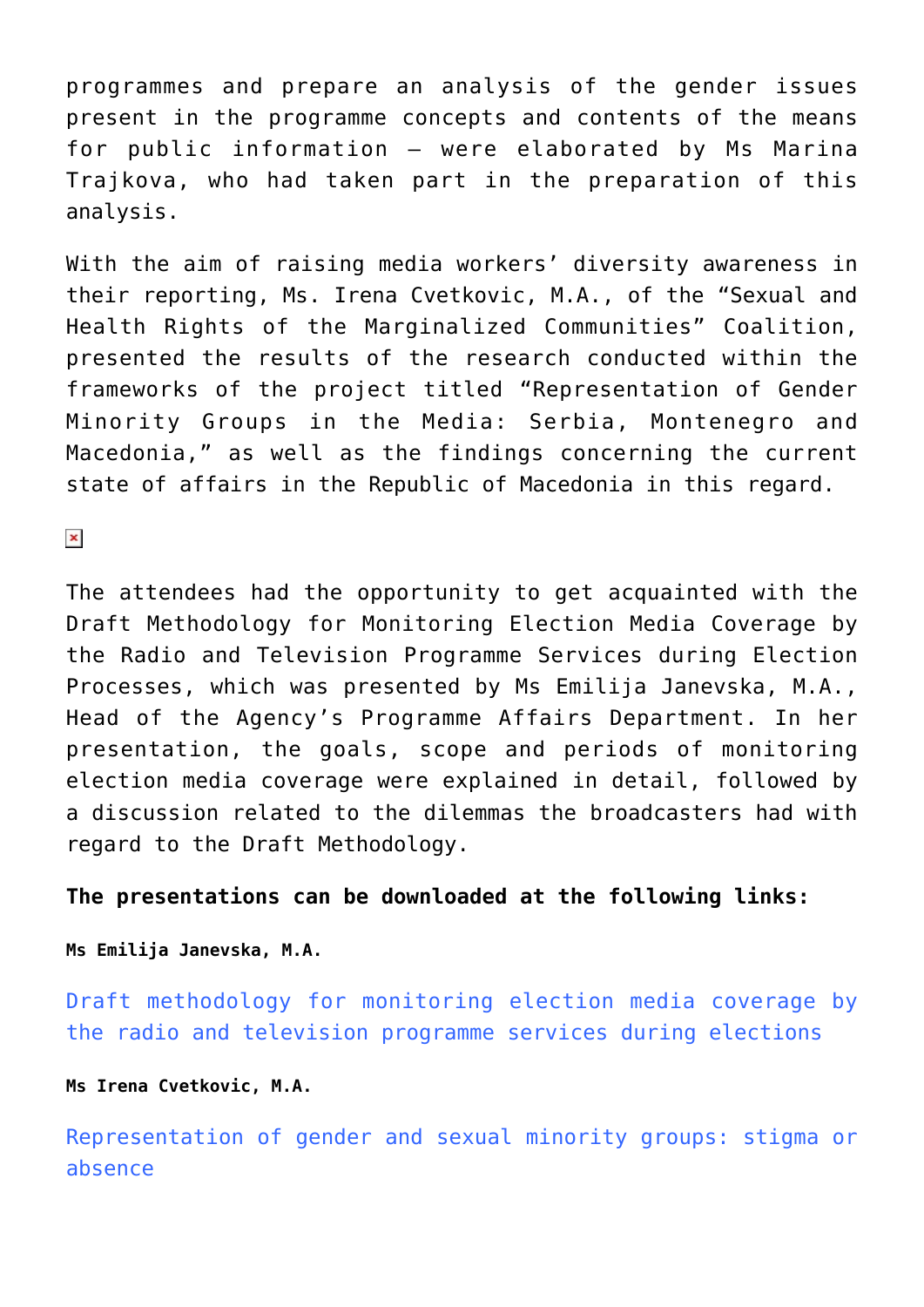programmes and prepare an analysis of the gender issues present in the programme concepts and contents of the means for public information – were elaborated by Ms Marina Trajkova, who had taken part in the preparation of this analysis.

With the aim of raising media workers' diversity awareness in their reporting, Ms. Irena Cvetkovic, M.A., of the "Sexual and Health Rights of the Marginalized Communities" Coalition, presented the results of the research conducted within the frameworks of the project titled "Representation of Gender Minority Groups in the Media: Serbia, Montenegro and Macedonia," as well as the findings concerning the current state of affairs in the Republic of Macedonia in this regard.

The attendees had the opportunity to get acquainted with the Draft Methodology for Monitoring Election Media Coverage by the Radio and Television Programme Services during Election Processes, which was presented by Ms Emilija Janevska, M.A., Head of the Agency's Programme Affairs Department. In her presentation, the goals, scope and periods of monitoring election media coverage were explained in detail, followed by a discussion related to the dilemmas the broadcasters had with regard to the Draft Methodology.

**The presentations can be downloaded at the following links:**

**Ms Emilija Janevska, M.A.**

Draft methodology for monitoring election media coverage by the radio and television programme services during elections

**Ms Irena Cvetkovic, M.A.**

Representation of gender and sexual minority groups: stigma or absence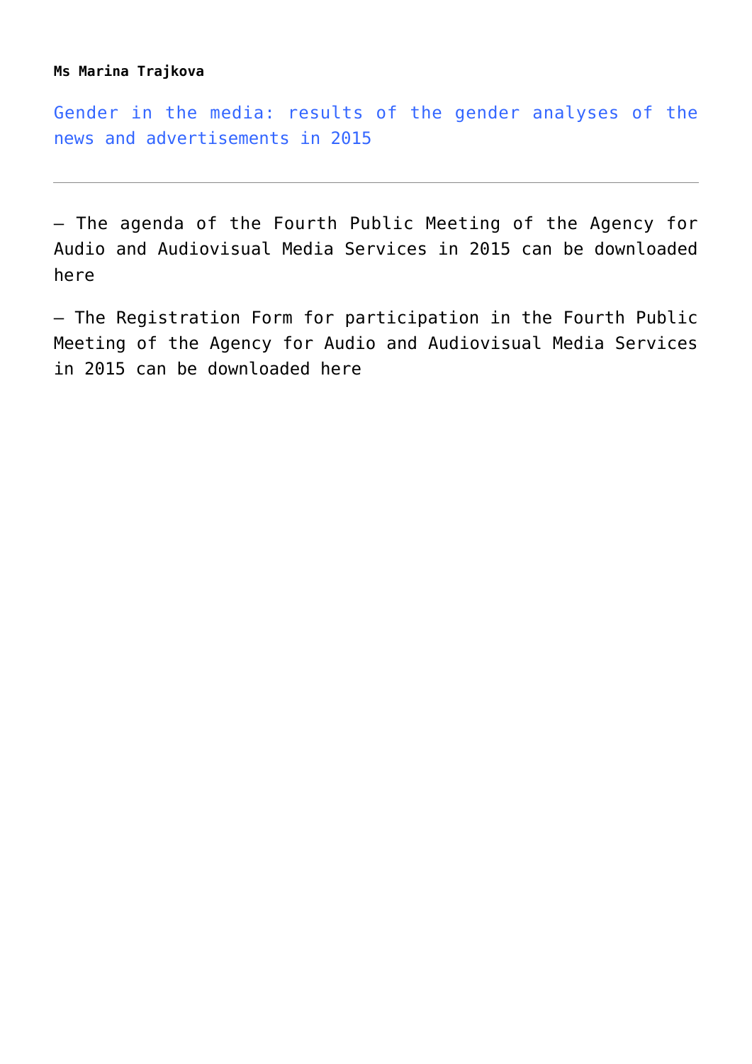**Ms Marina Trajkova**

Gender in the media: results of the gender analyses of the news and advertisements in 2015

---

– The agenda of the Fourth Public Meeting of the Agency for Audio and Audiovisual Media Services in 2015 can be downloaded here

– The Registration Form for participation in the Fourth Public Meeting of the Agency for Audio and Audiovisual Media Services in 2015 can be downloaded here